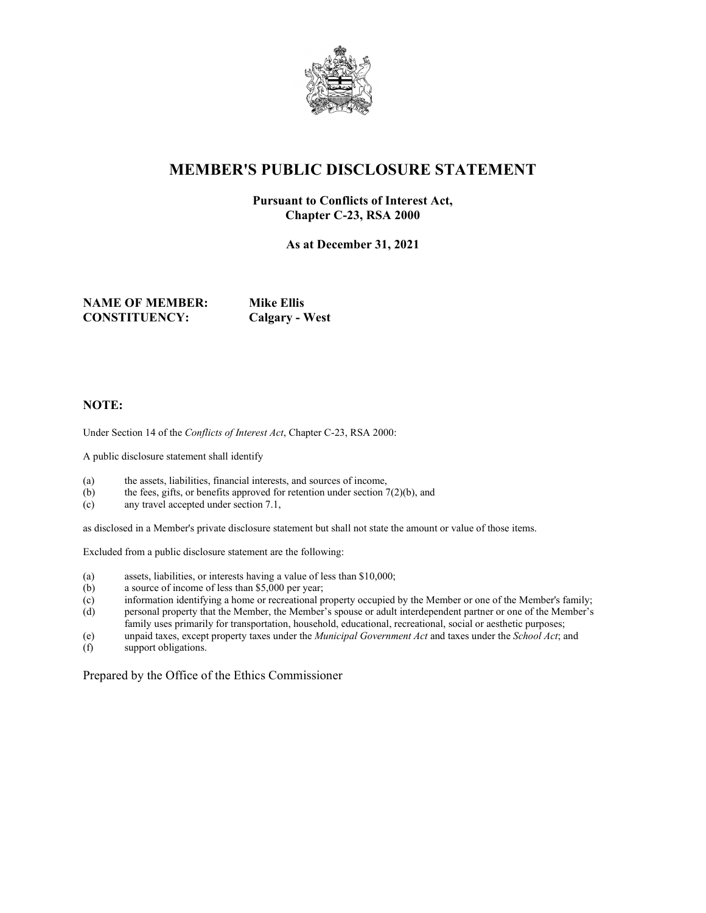# MEMBER'S PUBLIC DISCLOSURE STATEMENT

**Pursuant to Conflicts of Interest Act, Chapter C-23, RSA 2000**

**As at December 31, 2021**

**NAME OF MEMBER:** **Mike Ellis**
**CONSTITUENCY:** **Calgary - West**

## NOTE:

Under Section 14 of the *Conflicts of Interest Act*, Chapter C-23, RSA 2000:

A public disclosure statement shall identify

(a) the assets, liabilities, financial interests, and sources of income,
(b) the fees, gifts, or benefits approved for retention under section 7(2)(b), and
(c) any travel accepted under section 7.1,

as disclosed in a Member's private disclosure statement but shall not state the amount or value of those items.

Excluded from a public disclosure statement are the following:

(a) assets, liabilities, or interests having a value of less than $10,000;
(b) a source of income of less than $5,000 per year;
(c) information identifying a home or recreational property occupied by the Member or one of the Member's family;
(d) personal property that the Member, the Member's spouse or adult interdependent partner or one of the Member's family uses primarily for transportation, household, educational, recreational, social or aesthetic purposes;
(e) unpaid taxes, except property taxes under the *Municipal Government Act* and taxes under the *School Act*; and
(f) support obligations.

Prepared by the Office of the Ethics Commissioner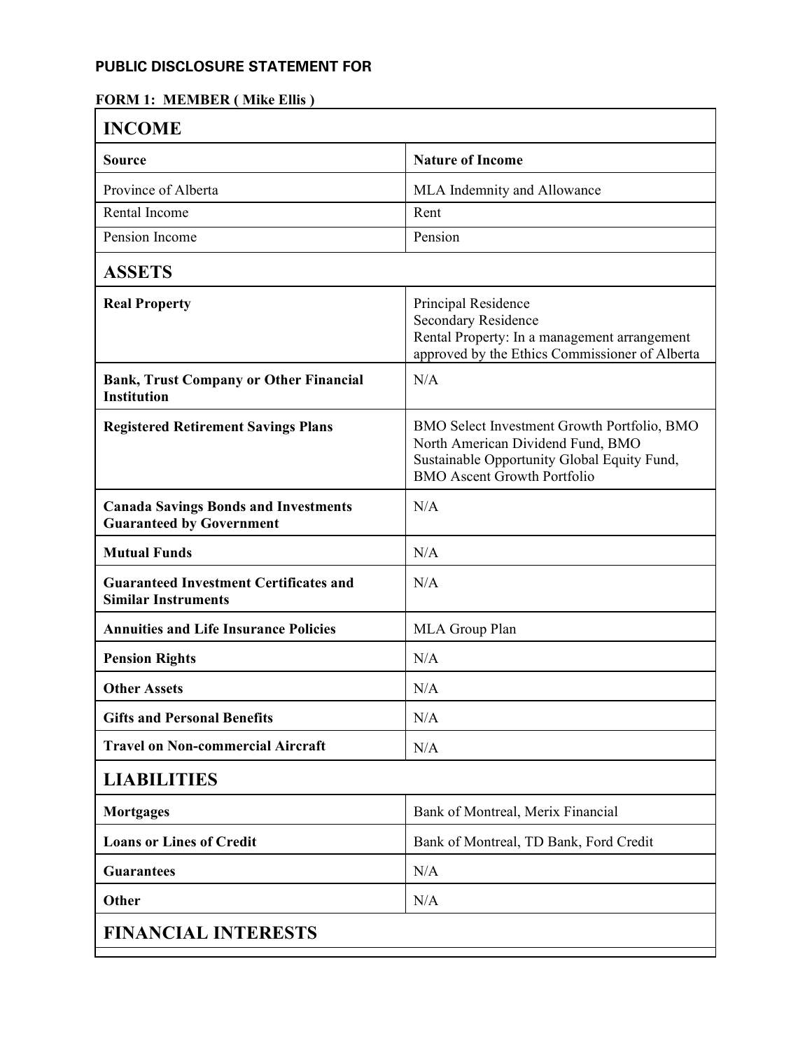**PUBLIC DISCLOSURE STATEMENT FOR**

**FORM 1: MEMBER ( Mike Ellis )**

| **INCOME** | |
|---|---|
| **Source** | **Nature of Income** |
| Province of Alberta | MLA Indemnity and Allowance |
| Rental Income | Rent |
| Pension Income | Pension |
| **ASSETS** | |
| **Real Property** | Principal Residence<br>Secondary Residence<br>Rental Property: In a management arrangement approved by the Ethics Commissioner of Alberta |
| **Bank, Trust Company or Other Financial Institution** | N/A |
| **Registered Retirement Savings Plans** | BMO Select Investment Growth Portfolio, BMO North American Dividend Fund, BMO Sustainable Opportunity Global Equity Fund, BMO Ascent Growth Portfolio |
| **Canada Savings Bonds and Investments Guaranteed by Government** | N/A |
| **Mutual Funds** | N/A |
| **Guaranteed Investment Certificates and Similar Instruments** | N/A |
| **Annuities and Life Insurance Policies** | MLA Group Plan |
| **Pension Rights** | N/A |
| **Other Assets** | N/A |
| **Gifts and Personal Benefits** | N/A |
| **Travel on Non-commercial Aircraft** | N/A |
| **LIABILITIES** | |
| **Mortgages** | Bank of Montreal, Merix Financial |
| **Loans or Lines of Credit** | Bank of Montreal, TD Bank, Ford Credit |
| **Guarantees** | N/A |
| **Other** | N/A |
| **FINANCIAL INTERESTS** | |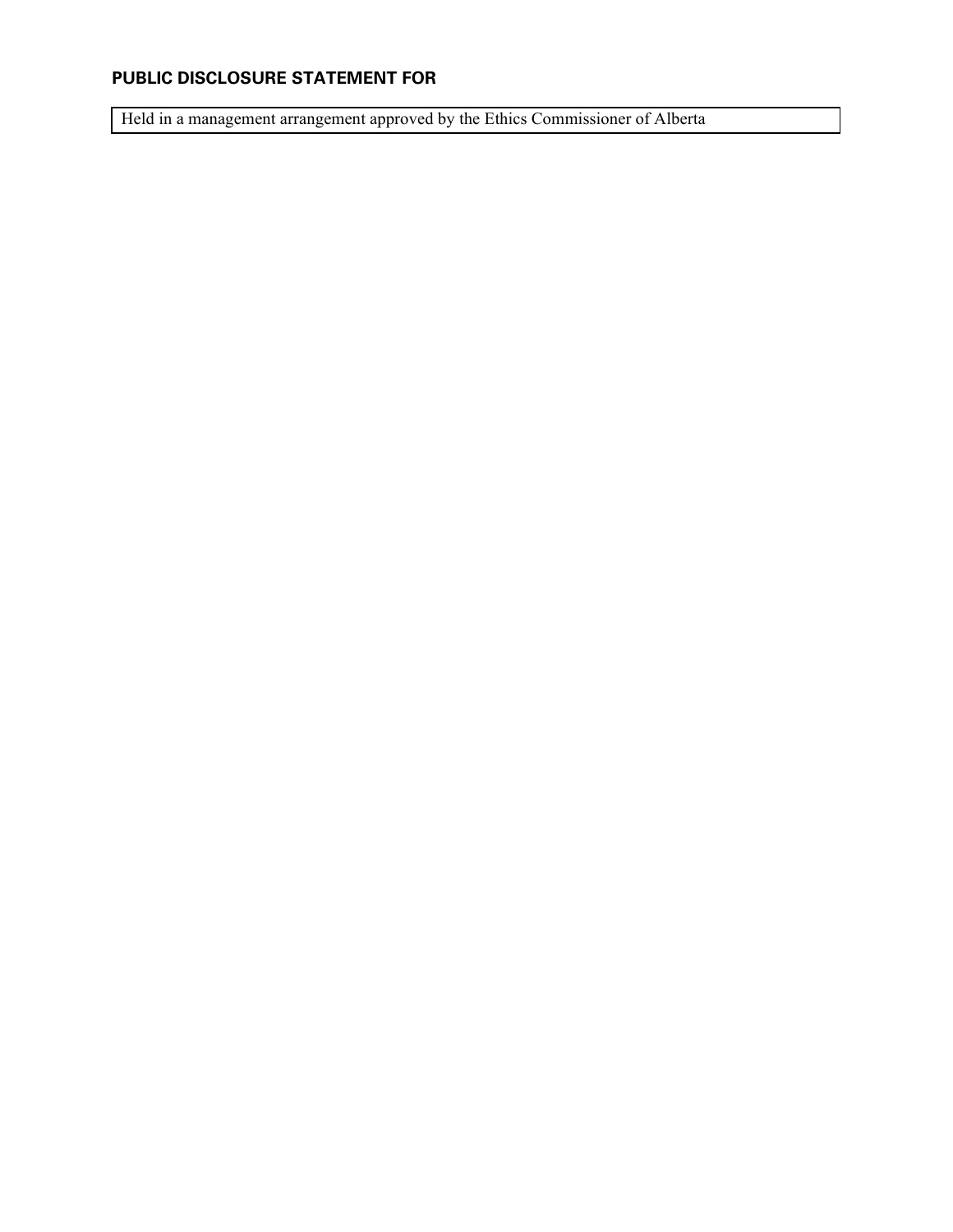**PUBLIC DISCLOSURE STATEMENT FOR**

| Held in a management arrangement approved by the Ethics Commissioner of Alberta |
|---|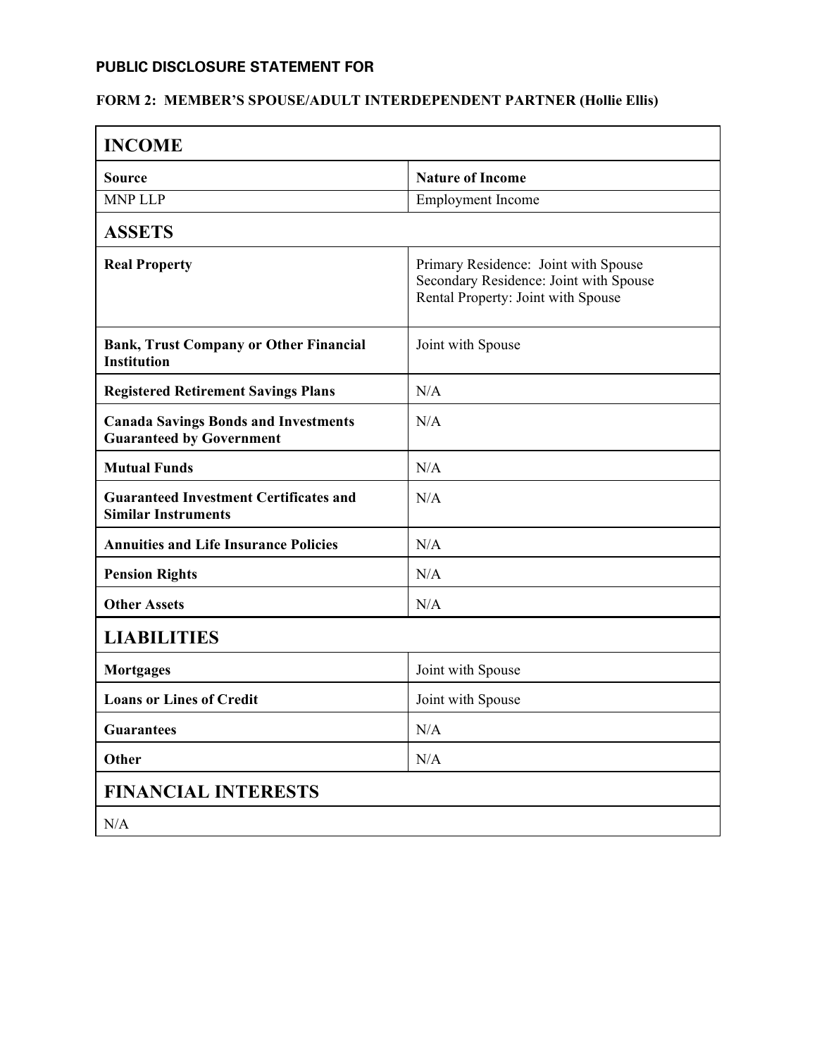**PUBLIC DISCLOSURE STATEMENT FOR**

**FORM 2: MEMBER'S SPOUSE/ADULT INTERDEPENDENT PARTNER (Hollie Ellis)**

## INCOME

| Source | Nature of Income |
|---|---|
| MNP LLP | Employment Income |

## ASSETS

| | |
|---|---|
| **Real Property** | Primary Residence: Joint with Spouse<br>Secondary Residence: Joint with Spouse<br>Rental Property: Joint with Spouse |
| **Bank, Trust Company or Other Financial Institution** | Joint with Spouse |
| **Registered Retirement Savings Plans** | N/A |
| **Canada Savings Bonds and Investments Guaranteed by Government** | N/A |
| **Mutual Funds** | N/A |
| **Guaranteed Investment Certificates and Similar Instruments** | N/A |
| **Annuities and Life Insurance Policies** | N/A |
| **Pension Rights** | N/A |
| **Other Assets** | N/A |

## LIABILITIES

| | |
|---|---|
| **Mortgages** | Joint with Spouse |
| **Loans or Lines of Credit** | Joint with Spouse |
| **Guarantees** | N/A |
| **Other** | N/A |

## FINANCIAL INTERESTS

N/A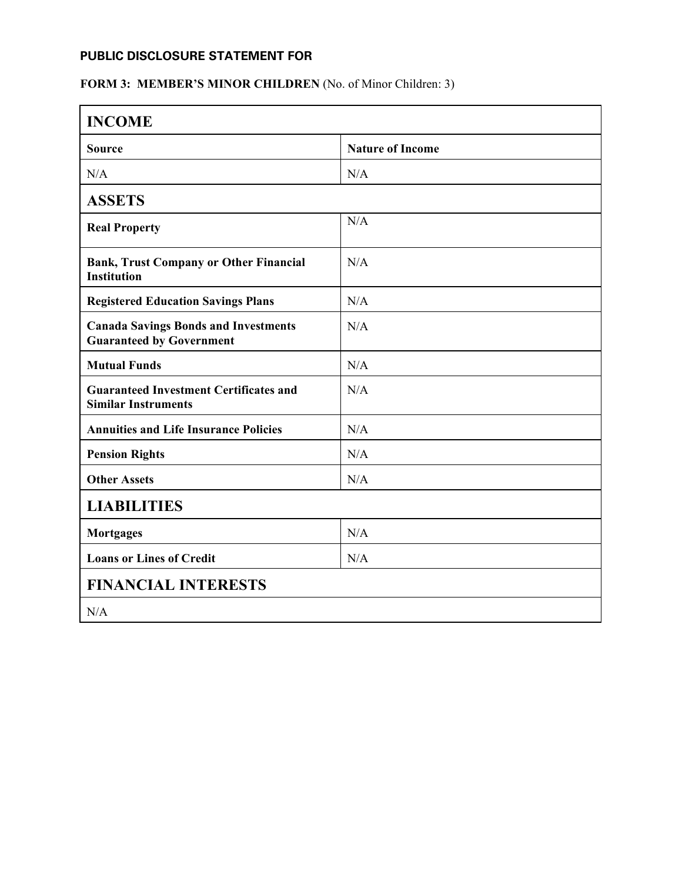**PUBLIC DISCLOSURE STATEMENT FOR**

**FORM 3: MEMBER'S MINOR CHILDREN** (No. of Minor Children: 3)

| **INCOME** | |
|---|---|
| **Source** | **Nature of Income** |
| N/A | N/A |

| **ASSETS** | |
|---|---|
| **Real Property** | N/A |
| **Bank, Trust Company or Other Financial Institution** | N/A |
| **Registered Education Savings Plans** | N/A |
| **Canada Savings Bonds and Investments Guaranteed by Government** | N/A |
| **Mutual Funds** | N/A |
| **Guaranteed Investment Certificates and Similar Instruments** | N/A |
| **Annuities and Life Insurance Policies** | N/A |
| **Pension Rights** | N/A |
| **Other Assets** | N/A |

| **LIABILITIES** | |
|---|---|
| **Mortgages** | N/A |
| **Loans or Lines of Credit** | N/A |

| **FINANCIAL INTERESTS** |
|---|
| N/A |